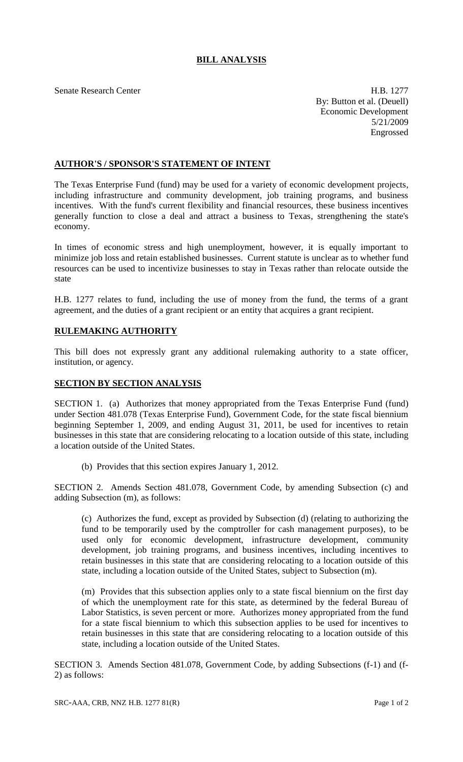# BILL ANALYSIS

Senate Research Center

H.B. 1277
By: Button et al. (Deuell)
Economic Development
5/21/2009
Engrossed

## AUTHOR'S / SPONSOR'S STATEMENT OF INTENT

The Texas Enterprise Fund (fund) may be used for a variety of economic development projects, including infrastructure and community development, job training programs, and business incentives. With the fund's current flexibility and financial resources, these business incentives generally function to close a deal and attract a business to Texas, strengthening the state's economy.

In times of economic stress and high unemployment, however, it is equally important to minimize job loss and retain established businesses. Current statute is unclear as to whether fund resources can be used to incentivize businesses to stay in Texas rather than relocate outside the state

H.B. 1277 relates to fund, including the use of money from the fund, the terms of a grant agreement, and the duties of a grant recipient or an entity that acquires a grant recipient.

## RULEMAKING AUTHORITY

This bill does not expressly grant any additional rulemaking authority to a state officer, institution, or agency.

## SECTION BY SECTION ANALYSIS

SECTION 1. (a) Authorizes that money appropriated from the Texas Enterprise Fund (fund) under Section 481.078 (Texas Enterprise Fund), Government Code, for the state fiscal biennium beginning September 1, 2009, and ending August 31, 2011, be used for incentives to retain businesses in this state that are considering relocating to a location outside of this state, including a location outside of the United States.

(b) Provides that this section expires January 1, 2012.

SECTION 2. Amends Section 481.078, Government Code, by amending Subsection (c) and adding Subsection (m), as follows:

(c) Authorizes the fund, except as provided by Subsection (d) (relating to authorizing the fund to be temporarily used by the comptroller for cash management purposes), to be used only for economic development, infrastructure development, community development, job training programs, and business incentives, including incentives to retain businesses in this state that are considering relocating to a location outside of this state, including a location outside of the United States, subject to Subsection (m).

(m) Provides that this subsection applies only to a state fiscal biennium on the first day of which the unemployment rate for this state, as determined by the federal Bureau of Labor Statistics, is seven percent or more. Authorizes money appropriated from the fund for a state fiscal biennium to which this subsection applies to be used for incentives to retain businesses in this state that are considering relocating to a location outside of this state, including a location outside of the United States.

SECTION 3. Amends Section 481.078, Government Code, by adding Subsections (f-1) and (f-2) as follows: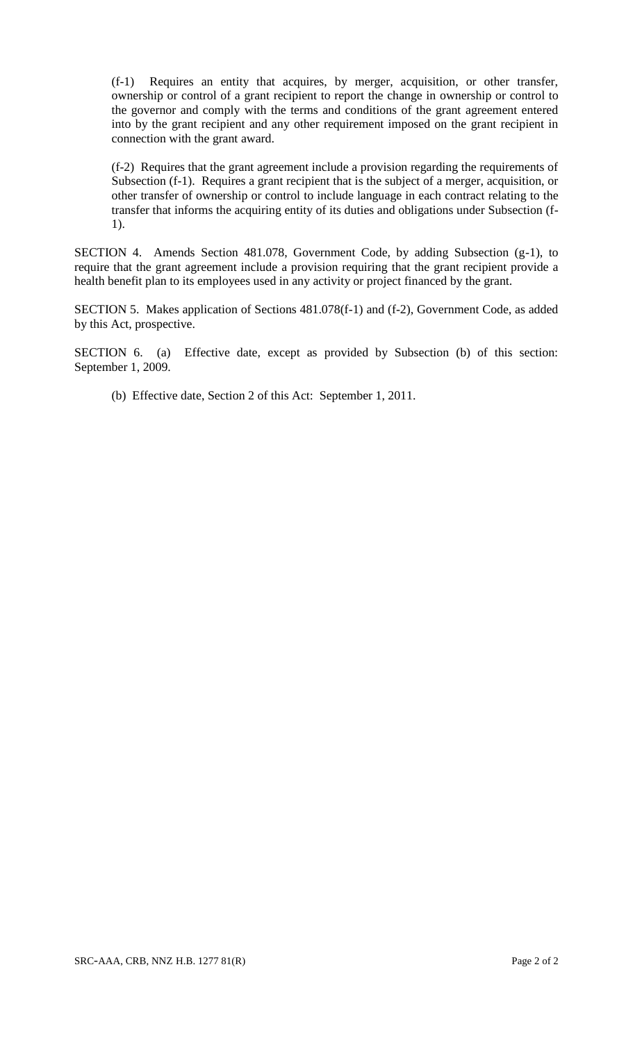(f-1) Requires an entity that acquires, by merger, acquisition, or other transfer, ownership or control of a grant recipient to report the change in ownership or control to the governor and comply with the terms and conditions of the grant agreement entered into by the grant recipient and any other requirement imposed on the grant recipient in connection with the grant award.

(f-2) Requires that the grant agreement include a provision regarding the requirements of Subsection (f-1). Requires a grant recipient that is the subject of a merger, acquisition, or other transfer of ownership or control to include language in each contract relating to the transfer that informs the acquiring entity of its duties and obligations under Subsection (f-1).

SECTION 4. Amends Section 481.078, Government Code, by adding Subsection (g-1), to require that the grant agreement include a provision requiring that the grant recipient provide a health benefit plan to its employees used in any activity or project financed by the grant.

SECTION 5. Makes application of Sections 481.078(f-1) and (f-2), Government Code, as added by this Act, prospective.

SECTION 6. (a) Effective date, except as provided by Subsection (b) of this section: September 1, 2009.

(b) Effective date, Section 2 of this Act: September 1, 2011.